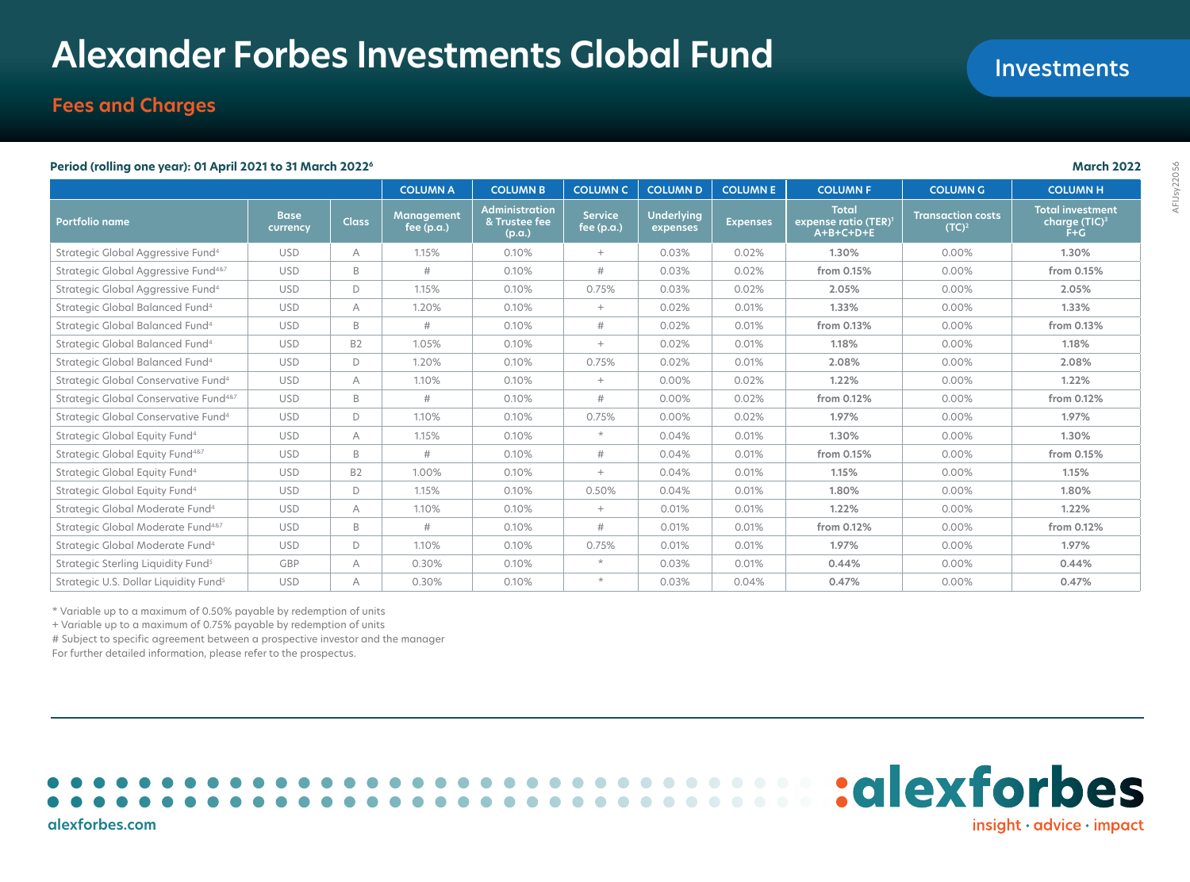# Alexander Forbes Investments Global Fund

Investments

## Fees and Charges

**Period (rolling one year): 01 April 2021 to 31 March 2022[6]**

**March 2022**

| | | | COLUMN A | COLUMN B | COLUMN C | COLUMN D | COLUMN E | COLUMN F | COLUMN G | COLUMN H |
|---|---|---|---|---|---|---|---|---|---|---|
| **Portfolio name** | **Base currency** | **Class** | **Management fee (p.a.)** | **Administration & Trustee fee (p.a.)** | **Service fee (p.a.)** | **Underlying expenses** | **Expenses** | **Total expense ratio (TER)[1] A+B+C+D+E** | **Transaction costs (TC)[2]** | **Total investment charge (TIC)[3] F+G** |
| Strategic Global Aggressive Fund[4] | USD | A | 1.15% | 0.10% | + | 0.03% | 0.02% | **1.30%** | 0.00% | **1.30%** |
| Strategic Global Aggressive Fund[4&7] | USD | B | # | 0.10% | # | 0.03% | 0.02% | **from 0.15%** | 0.00% | **from 0.15%** |
| Strategic Global Aggressive Fund[4] | USD | D | 1.15% | 0.10% | 0.75% | 0.03% | 0.02% | **2.05%** | 0.00% | **2.05%** |
| Strategic Global Balanced Fund[4] | USD | A | 1.20% | 0.10% | + | 0.02% | 0.01% | **1.33%** | 0.00% | **1.33%** |
| Strategic Global Balanced Fund[4] | USD | B | # | 0.10% | # | 0.02% | 0.01% | **from 0.13%** | 0.00% | **from 0.13%** |
| Strategic Global Balanced Fund[4] | USD | B2 | 1.05% | 0.10% | + | 0.02% | 0.01% | **1.18%** | 0.00% | **1.18%** |
| Strategic Global Balanced Fund[4] | USD | D | 1.20% | 0.10% | 0.75% | 0.02% | 0.01% | **2.08%** | 0.00% | **2.08%** |
| Strategic Global Conservative Fund[4] | USD | A | 1.10% | 0.10% | + | 0.00% | 0.02% | **1.22%** | 0.00% | **1.22%** |
| Strategic Global Conservative Fund[4&7] | USD | B | # | 0.10% | # | 0.00% | 0.02% | **from 0.12%** | 0.00% | **from 0.12%** |
| Strategic Global Conservative Fund[4] | USD | D | 1.10% | 0.10% | 0.75% | 0.00% | 0.02% | **1.97%** | 0.00% | **1.97%** |
| Strategic Global Equity Fund[4] | USD | A | 1.15% | 0.10% | * | 0.04% | 0.01% | **1.30%** | 0.00% | **1.30%** |
| Strategic Global Equity Fund[4&7] | USD | B | # | 0.10% | # | 0.04% | 0.01% | **from 0.15%** | 0.00% | **from 0.15%** |
| Strategic Global Equity Fund[4] | USD | B2 | 1.00% | 0.10% | + | 0.04% | 0.01% | **1.15%** | 0.00% | **1.15%** |
| Strategic Global Equity Fund[4] | USD | D | 1.15% | 0.10% | 0.50% | 0.04% | 0.01% | **1.80%** | 0.00% | **1.80%** |
| Strategic Global Moderate Fund[4] | USD | A | 1.10% | 0.10% | + | 0.01% | 0.01% | **1.22%** | 0.00% | **1.22%** |
| Strategic Global Moderate Fund[4&7] | USD | B | # | 0.10% | # | 0.01% | 0.01% | **from 0.12%** | 0.00% | **from 0.12%** |
| Strategic Global Moderate Fund[4] | USD | D | 1.10% | 0.10% | 0.75% | 0.01% | 0.01% | **1.97%** | 0.00% | **1.97%** |
| Strategic Sterling Liquidity Fund[5] | GBP | A | 0.30% | 0.10% | * | 0.03% | 0.01% | **0.44%** | 0.00% | **0.44%** |
| Strategic U.S. Dollar Liquidity Fund[5] | USD | A | 0.30% | 0.10% | * | 0.03% | 0.04% | **0.47%** | 0.00% | **0.47%** |

* Variable up to a maximum of 0.50% payable by redemption of units

+ Variable up to a maximum of 0.75% payable by redemption of units

# Subject to specific agreement between a prospective investor and the manager

For further detailed information, please refer to the prospectus.

alexforbes.com

:alexforbes insight · advice · impact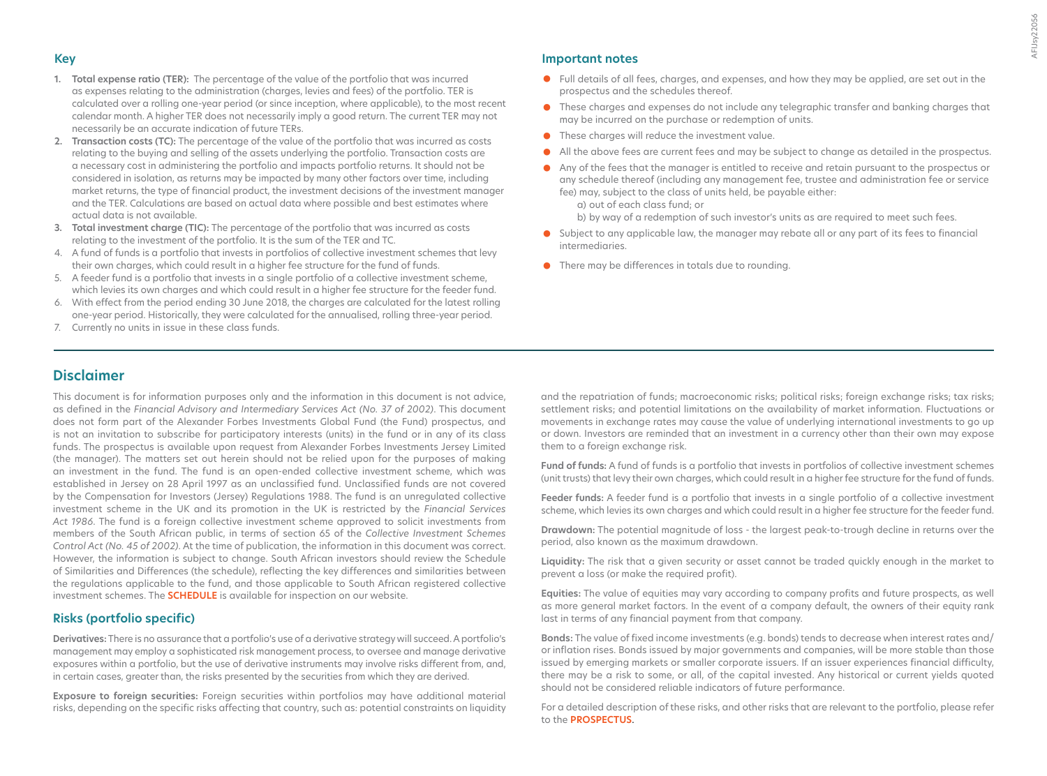## Key

1. **Total expense ratio (TER):** The percentage of the value of the portfolio that was incurred as expenses relating to the administration (charges, levies and fees) of the portfolio. TER is calculated over a rolling one-year period (or since inception, where applicable), to the most recent calendar month. A higher TER does not necessarily imply a good return. The current TER may not necessarily be an accurate indication of future TERs.
2. **Transaction costs (TC):** The percentage of the value of the portfolio that was incurred as costs relating to the buying and selling of the assets underlying the portfolio. Transaction costs are a necessary cost in administering the portfolio and impacts portfolio returns. It should not be considered in isolation, as returns may be impacted by many other factors over time, including market returns, the type of financial product, the investment decisions of the investment manager and the TER. Calculations are based on actual data where possible and best estimates where actual data is not available.
3. **Total investment charge (TIC):** The percentage of the portfolio that was incurred as costs relating to the investment of the portfolio. It is the sum of the TER and TC.
4. A fund of funds is a portfolio that invests in portfolios of collective investment schemes that levy their own charges, which could result in a higher fee structure for the fund of funds.
5. A feeder fund is a portfolio that invests in a single portfolio of a collective investment scheme, which levies its own charges and which could result in a higher fee structure for the feeder fund.
6. With effect from the period ending 30 June 2018, the charges are calculated for the latest rolling one-year period. Historically, they were calculated for the annualised, rolling three-year period.
7. Currently no units in issue in these class funds.

## Important notes

- Full details of all fees, charges, and expenses, and how they may be applied, are set out in the prospectus and the schedules thereof.
- These charges and expenses do not include any telegraphic transfer and banking charges that may be incurred on the purchase or redemption of units.
- These charges will reduce the investment value.
- All the above fees are current fees and may be subject to change as detailed in the prospectus.
- Any of the fees that the manager is entitled to receive and retain pursuant to the prospectus or any schedule thereof (including any management fee, trustee and administration fee or service fee) may, subject to the class of units held, be payable either:
  a) out of each class fund; or
  b) by way of a redemption of such investor's units as are required to meet such fees.
- Subject to any applicable law, the manager may rebate all or any part of its fees to financial intermediaries.
- There may be differences in totals due to rounding.

## Disclaimer

This document is for information purposes only and the information in this document is not advice, as defined in the *Financial Advisory and Intermediary Services Act (No. 37 of 2002)*. This document does not form part of the Alexander Forbes Investments Global Fund (the Fund) prospectus, and is not an invitation to subscribe for participatory interests (units) in the fund or in any of its class funds. The prospectus is available upon request from Alexander Forbes Investments Jersey Limited (the manager). The matters set out herein should not be relied upon for the purposes of making an investment in the fund. The fund is an open-ended collective investment scheme, which was established in Jersey on 28 April 1997 as an unclassified fund. Unclassified funds are not covered by the Compensation for Investors (Jersey) Regulations 1988. The fund is an unregulated collective investment scheme in the UK and its promotion in the UK is restricted by the *Financial Services Act 1986*. The fund is a foreign collective investment scheme approved to solicit investments from members of the South African public, in terms of section 65 of the *Collective Investment Schemes Control Act (No. 45 of 2002)*. At the time of publication, the information in this document was correct. However, the information is subject to change. South African investors should review the Schedule of Similarities and Differences (the schedule), reflecting the key differences and similarities between the regulations applicable to the fund, and those applicable to South African registered collective investment schemes. The **SCHEDULE** is available for inspection on our website.

### Risks (portfolio specific)

**Derivatives:** There is no assurance that a portfolio's use of a derivative strategy will succeed. A portfolio's management may employ a sophisticated risk management process, to oversee and manage derivative exposures within a portfolio, but the use of derivative instruments may involve risks different from, and, in certain cases, greater than, the risks presented by the securities from which they are derived.

**Exposure to foreign securities:** Foreign securities within portfolios may have additional material risks, depending on the specific risks affecting that country, such as: potential constraints on liquidity and the repatriation of funds; macroeconomic risks; political risks; foreign exchange risks; tax risks; settlement risks; and potential limitations on the availability of market information. Fluctuations or movements in exchange rates may cause the value of underlying international investments to go up or down. Investors are reminded that an investment in a currency other than their own may expose them to a foreign exchange risk.

**Fund of funds:** A fund of funds is a portfolio that invests in portfolios of collective investment schemes (unit trusts) that levy their own charges, which could result in a higher fee structure for the fund of funds.

**Feeder funds:** A feeder fund is a portfolio that invests in a single portfolio of a collective investment scheme, which levies its own charges and which could result in a higher fee structure for the feeder fund.

**Drawdown:** The potential magnitude of loss - the largest peak-to-trough decline in returns over the period, also known as the maximum drawdown.

**Liquidity:** The risk that a given security or asset cannot be traded quickly enough in the market to prevent a loss (or make the required profit).

**Equities:** The value of equities may vary according to company profits and future prospects, as well as more general market factors. In the event of a company default, the owners of their equity rank last in terms of any financial payment from that company.

**Bonds:** The value of fixed income investments (e.g. bonds) tends to decrease when interest rates and/or inflation rises. Bonds issued by major governments and companies, will be more stable than those issued by emerging markets or smaller corporate issuers. If an issuer experiences financial difficulty, there may be a risk to some, or all, of the capital invested. Any historical or current yields quoted should not be considered reliable indicators of future performance.

For a detailed description of these risks, and other risks that are relevant to the portfolio, please refer to the **PROSPECTUS**.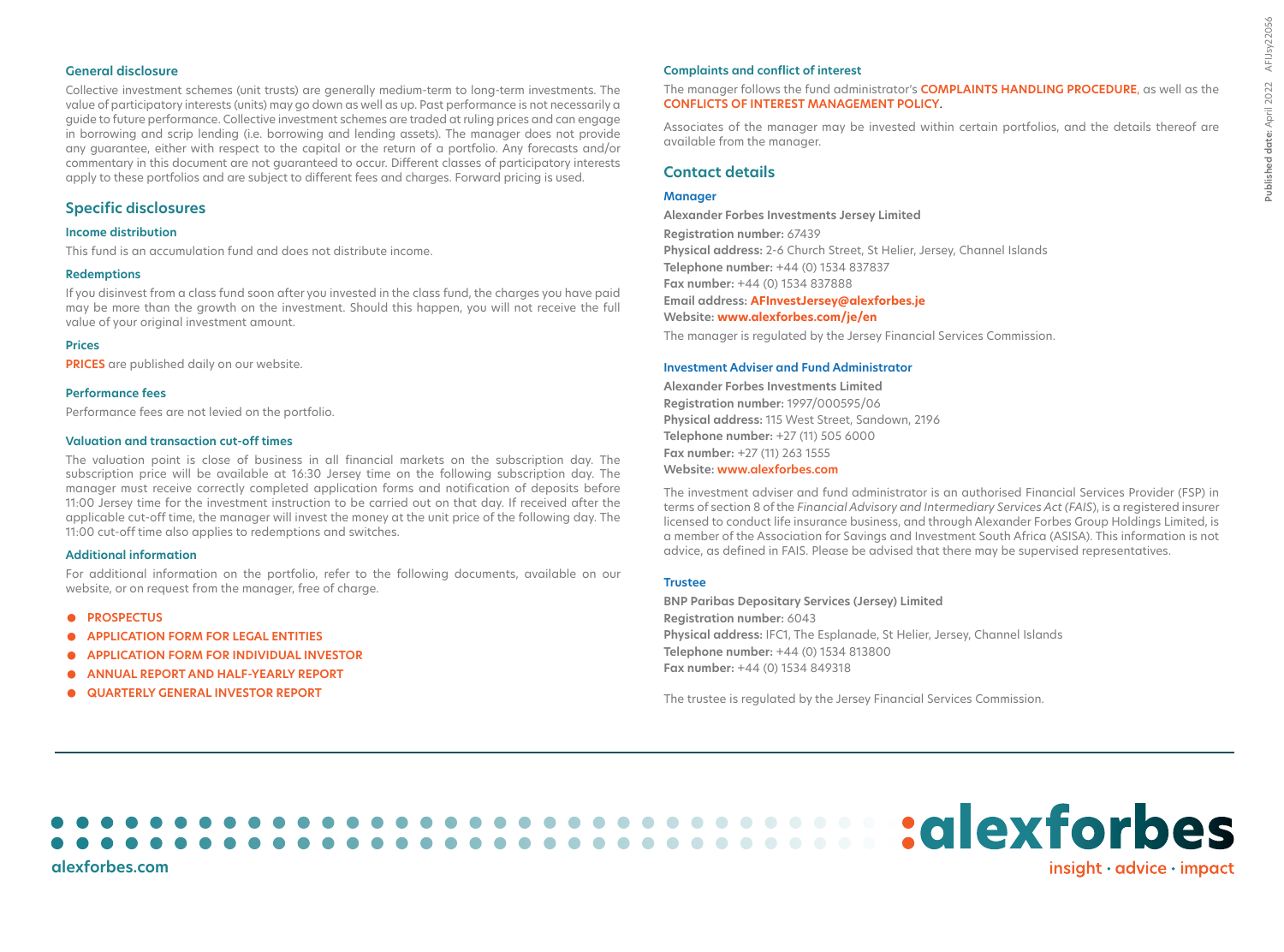### General disclosure

Collective investment schemes (unit trusts) are generally medium-term to long-term investments. The value of participatory interests (units) may go down as well as up. Past performance is not necessarily a guide to future performance. Collective investment schemes are traded at ruling prices and can engage in borrowing and scrip lending (i.e. borrowing and lending assets). The manager does not provide any guarantee, either with respect to the capital or the return of a portfolio. Any forecasts and/or commentary in this document are not guaranteed to occur. Different classes of participatory interests apply to these portfolios and are subject to different fees and charges. Forward pricing is used.

## Specific disclosures

### Income distribution

This fund is an accumulation fund and does not distribute income.

### Redemptions

If you disinvest from a class fund soon after you invested in the class fund, the charges you have paid may be more than the growth on the investment. Should this happen, you will not receive the full value of your original investment amount.

### Prices

**PRICES** are published daily on our website.

### Performance fees

Performance fees are not levied on the portfolio.

### Valuation and transaction cut-off times

The valuation point is close of business in all financial markets on the subscription day. The subscription price will be available at 16:30 Jersey time on the following subscription day. The manager must receive correctly completed application forms and notification of deposits before 11:00 Jersey time for the investment instruction to be carried out on that day. If received after the applicable cut-off time, the manager will invest the money at the unit price of the following day. The 11:00 cut-off time also applies to redemptions and switches.

### Additional information

For additional information on the portfolio, refer to the following documents, available on our website, or on request from the manager, free of charge.

- PROSPECTUS
- APPLICATION FORM FOR LEGAL ENTITIES
- APPLICATION FORM FOR INDIVIDUAL INVESTOR
- ANNUAL REPORT AND HALF-YEARLY REPORT
- QUARTERLY GENERAL INVESTOR REPORT

### Complaints and conflict of interest

The manager follows the fund administrator's **COMPLAINTS HANDLING PROCEDURE**, as well as the **CONFLICTS OF INTEREST MANAGEMENT POLICY**.

Associates of the manager may be invested within certain portfolios, and the details thereof are available from the manager.

## Contact details

### Manager

**Alexander Forbes Investments Jersey Limited**
**Registration number:** 67439
**Physical address:** 2-6 Church Street, St Helier, Jersey, Channel Islands
**Telephone number:** +44 (0) 1534 837837
**Fax number:** +44 (0) 1534 837888
**Email address:** **AFInvestJersey@alexforbes.je**
**Website:** **www.alexforbes.com/je/en**

The manager is regulated by the Jersey Financial Services Commission.

### Investment Adviser and Fund Administrator

**Alexander Forbes Investments Limited**
**Registration number:** 1997/000595/06
**Physical address:** 115 West Street, Sandown, 2196
**Telephone number:** +27 (11) 505 6000
**Fax number:** +27 (11) 263 1555
**Website:** **www.alexforbes.com**

The investment adviser and fund administrator is an authorised Financial Services Provider (FSP) in terms of section 8 of the *Financial Advisory and Intermediary Services Act (FAIS)*, is a registered insurer licensed to conduct life insurance business, and through Alexander Forbes Group Holdings Limited, is a member of the Association for Savings and Investment South Africa (ASISA). This information is not advice, as defined in FAIS. Please be advised that there may be supervised representatives.

### Trustee

**BNP Paribas Depositary Services (Jersey) Limited**
**Registration number:** 6043
**Physical address:** IFC1, The Esplanade, St Helier, Jersey, Channel Islands
**Telephone number:** +44 (0) 1534 813800
**Fax number:** +44 (0) 1534 849318

The trustee is regulated by the Jersey Financial Services Commission.

**Published date:** April 2022 AFIJsy22056

alexforbes.com

:alexforbes
insight · advice · impact